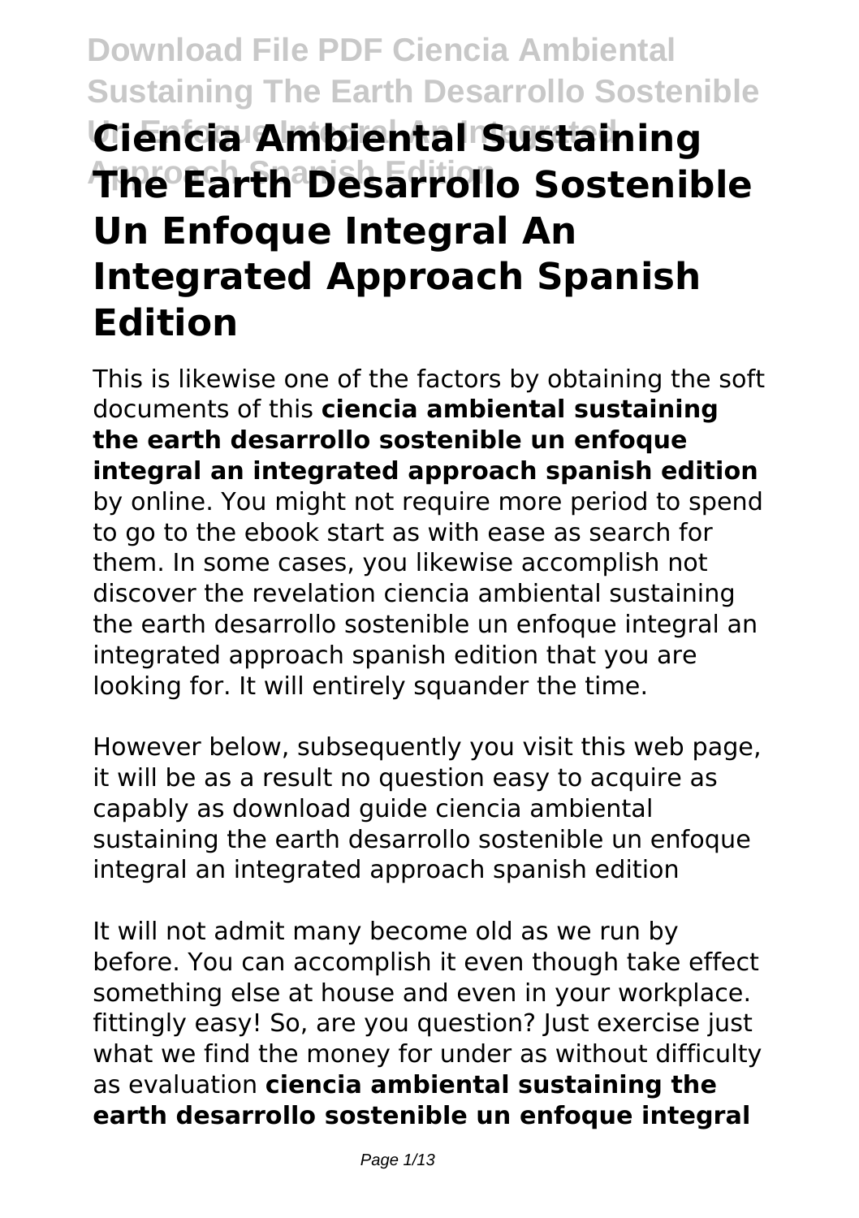# Ciencia Ambiental Sustaining The Earth Desarrollo Sostenible Un Enfoque Integral An Integrated Approach Spanish Edition

This is likewise one of the factors by obtaining the soft documents of this **ciencia ambiental sustaining the earth desarrollo sostenible un enfoque integral an integrated approach spanish edition** by online. You might not require more period to spend to go to the ebook start as with ease as search for them. In some cases, you likewise accomplish not discover the revelation ciencia ambiental sustaining the earth desarrollo sostenible un enfoque integral an integrated approach spanish edition that you are looking for. It will entirely squander the time.

However below, subsequently you visit this web page, it will be as a result no question easy to acquire as capably as download guide ciencia ambiental sustaining the earth desarrollo sostenible un enfoque integral an integrated approach spanish edition

It will not admit many become old as we run by before. You can accomplish it even though take effect something else at house and even in your workplace. fittingly easy! So, are you question? Just exercise just what we find the money for under as without difficulty as evaluation **ciencia ambiental sustaining the earth desarrollo sostenible un enfoque integral**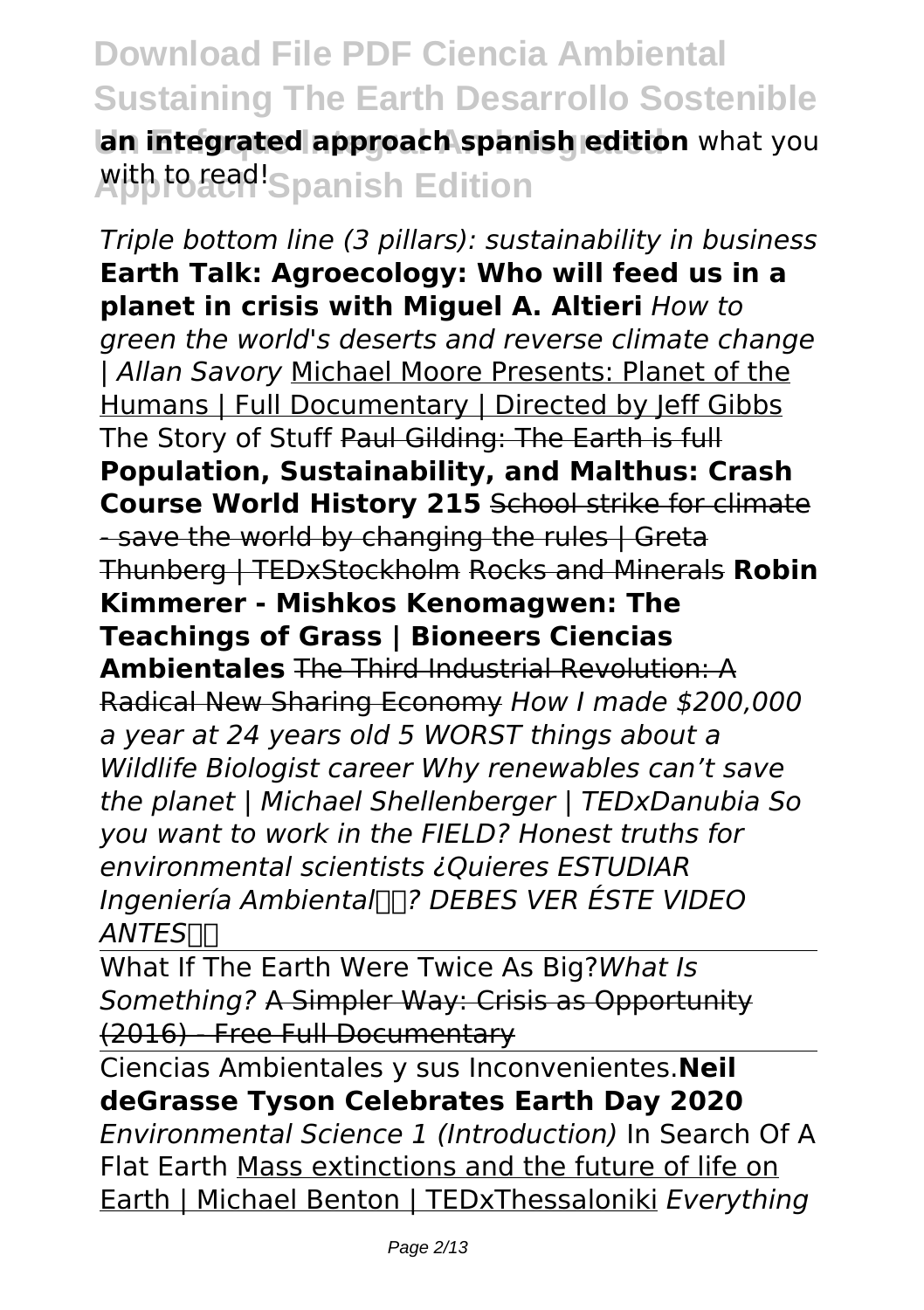**an integrated approach spanish edition** what you with to read!

*Triple bottom line (3 pillars): sustainability in business* **Earth Talk: Agroecology: Who will feed us in a planet in crisis with Miguel A. Altieri** *How to green the world's deserts and reverse climate change | Allan Savory* Michael Moore Presents: Planet of the Humans | Full Documentary | Directed by Jeff Gibbs The Story of Stuff ~~Paul Gilding: The Earth is full~~ **Population, Sustainability, and Malthus: Crash Course World History 215** ~~School strike for climate - save the world by changing the rules | Greta Thunberg | TEDxStockholm~~ ~~Rocks and Minerals~~ **Robin Kimmerer - Mishkos Kenomagwen: The Teachings of Grass | Bioneers Ciencias Ambientales** ~~The Third Industrial Revolution: A Radical New Sharing Economy~~ *How I made $200,000 a year at 24 years old 5 WORST things about a Wildlife Biologist career Why renewables can't save the planet | Michael Shellenberger | TEDxDanubia So you want to work in the FIELD? Honest truths for environmental scientists ¿Quieres ESTUDIAR Ingeniería Ambiental? DEBES VER ÉSTE VIDEO ANTES*

What If The Earth Were Twice As Big? *What Is Something?* ~~A Simpler Way: Crisis as Opportunity (2016) - Free Full Documentary~~

Ciencias Ambientales y sus Inconvenientes. **Neil deGrasse Tyson Celebrates Earth Day 2020** *Environmental Science 1 (Introduction)* In Search Of A Flat Earth Mass extinctions and the future of life on Earth | Michael Benton | TEDxThessaloniki *Everything*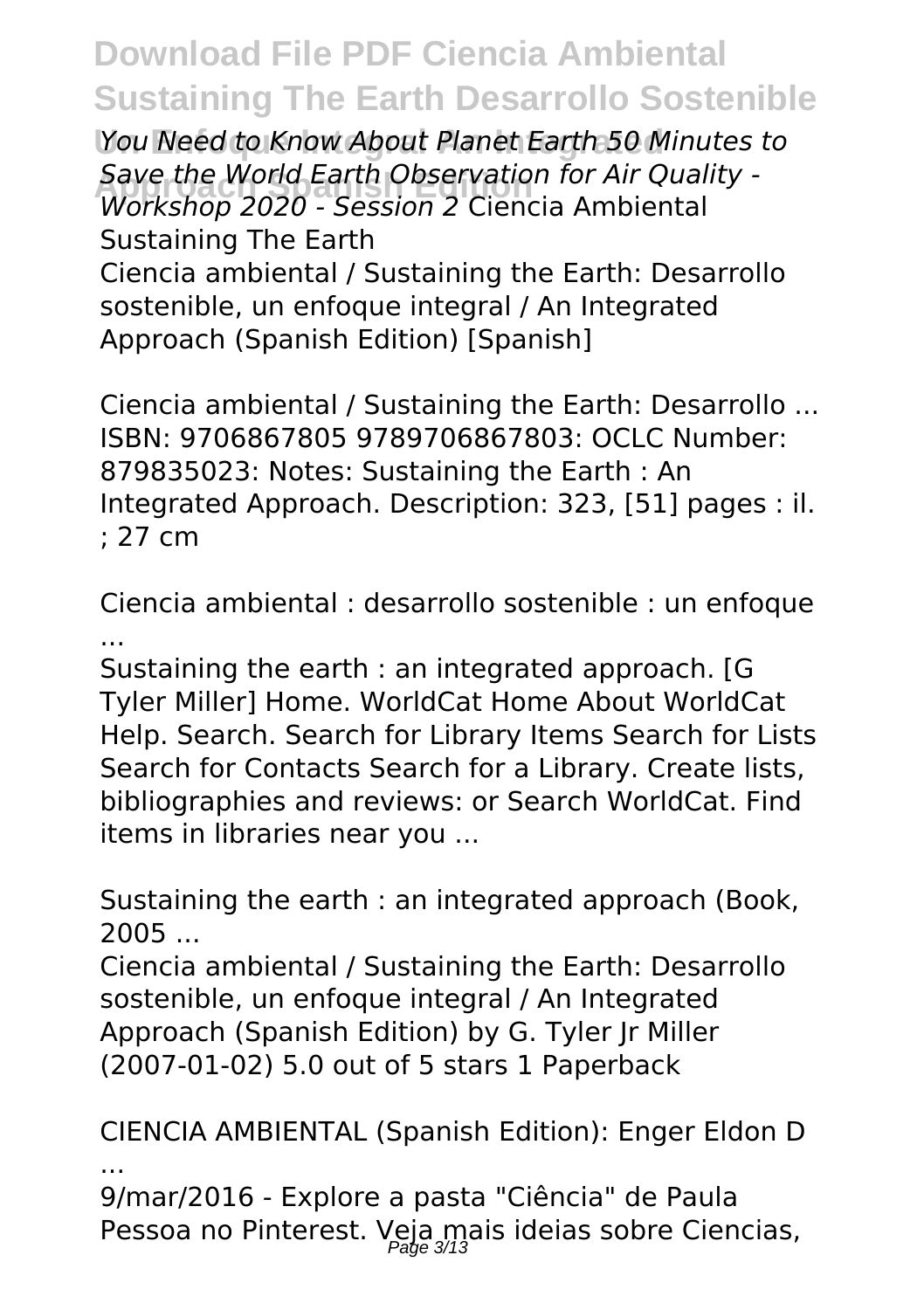You Need to Know About Planet Earth 50 Minutes to Save the World Earth Observation for Air Quality - Workshop 2020 - Session 2 Ciencia Ambiental Sustaining The Earth

Ciencia ambiental / Sustaining the Earth: Desarrollo sostenible, un enfoque integral / An Integrated Approach (Spanish Edition) [Spanish]

Ciencia ambiental / Sustaining the Earth: Desarrollo ...
ISBN: 9706867805 9789706867803: OCLC Number: 879835023: Notes: Sustaining the Earth : An Integrated Approach. Description: 323, [51] pages : il. ; 27 cm

Ciencia ambiental : desarrollo sostenible : un enfoque ...

Sustaining the earth : an integrated approach. [G Tyler Miller] Home. WorldCat Home About WorldCat Help. Search. Search for Library Items Search for Lists Search for Contacts Search for a Library. Create lists, bibliographies and reviews: or Search WorldCat. Find items in libraries near you ...

Sustaining the earth : an integrated approach (Book, 2005 ...

Ciencia ambiental / Sustaining the Earth: Desarrollo sostenible, un enfoque integral / An Integrated Approach (Spanish Edition) by G. Tyler Jr Miller (2007-01-02) 5.0 out of 5 stars 1 Paperback

CIENCIA AMBIENTAL (Spanish Edition): Enger Eldon D ...

9/mar/2016 - Explore a pasta "Ciência" de Paula Pessoa no Pinterest. Veja mais ideias sobre Ciencias,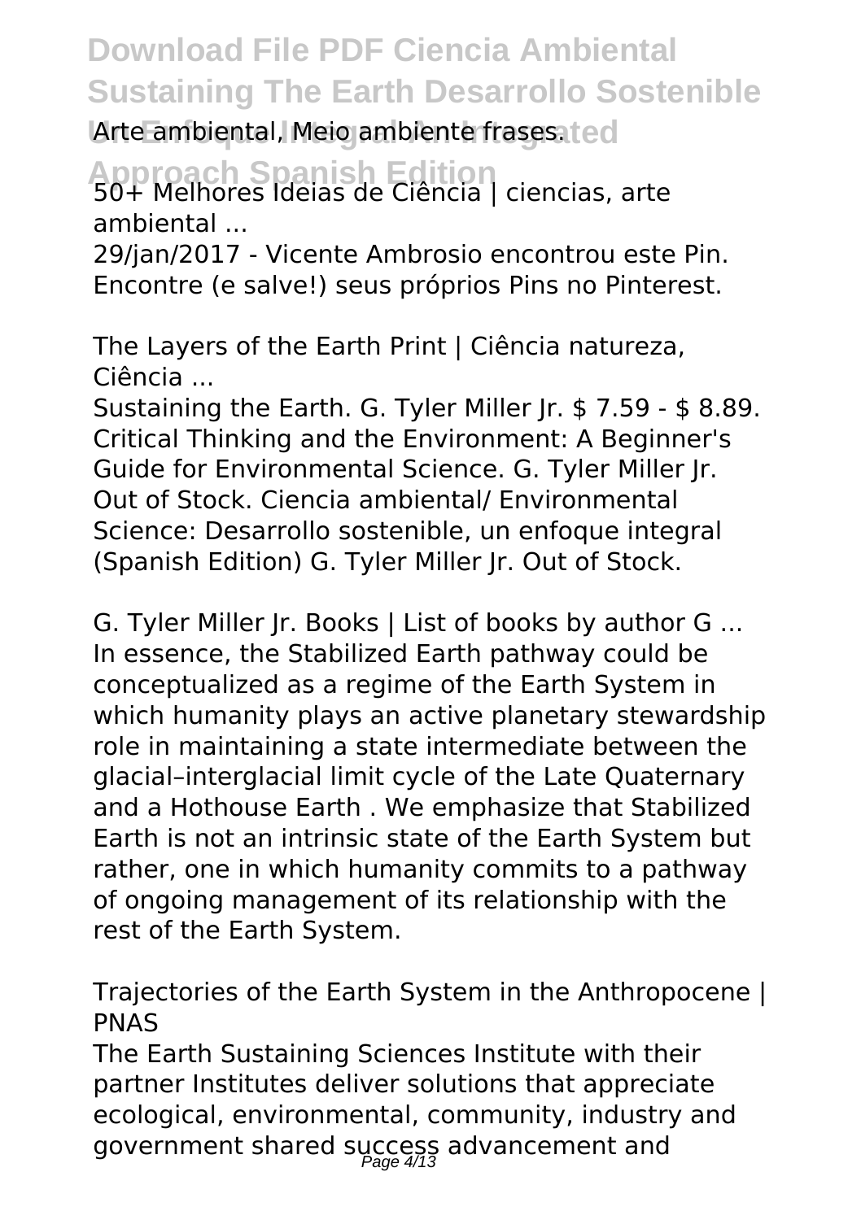Arte ambiental, Meio ambiente frases.

50+ Melhores Ideias de Ciência | ciencias, arte ambiental ...

29/jan/2017 - Vicente Ambrosio encontrou este Pin. Encontre (e salve!) seus próprios Pins no Pinterest.

The Layers of the Earth Print | Ciência natureza, Ciência ...

Sustaining the Earth. G. Tyler Miller Jr. $ 7.59 - $ 8.89. Critical Thinking and the Environment: A Beginner's Guide for Environmental Science. G. Tyler Miller Jr. Out of Stock. Ciencia ambiental/ Environmental Science: Desarrollo sostenible, un enfoque integral (Spanish Edition) G. Tyler Miller Jr. Out of Stock.

G. Tyler Miller Jr. Books | List of books by author G ...

In essence, the Stabilized Earth pathway could be conceptualized as a regime of the Earth System in which humanity plays an active planetary stewardship role in maintaining a state intermediate between the glacial–interglacial limit cycle of the Late Quaternary and a Hothouse Earth . We emphasize that Stabilized Earth is not an intrinsic state of the Earth System but rather, one in which humanity commits to a pathway of ongoing management of its relationship with the rest of the Earth System.

Trajectories of the Earth System in the Anthropocene | PNAS

The Earth Sustaining Sciences Institute with their partner Institutes deliver solutions that appreciate ecological, environmental, community, industry and government shared success advancement and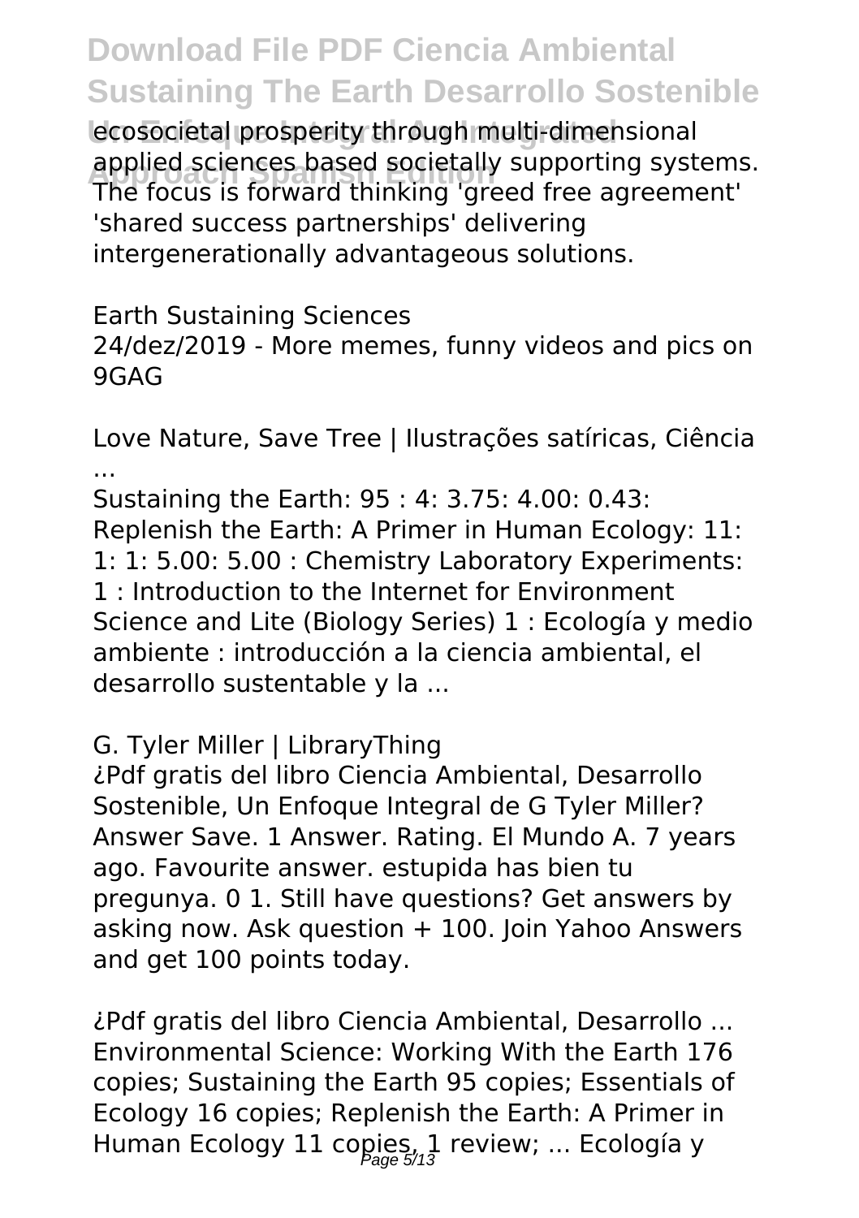ecosocietal prosperity through multi-dimensional applied sciences based societally supporting systems. The focus is forward thinking 'greed free agreement' 'shared success partnerships' delivering intergenerationally advantageous solutions.

Earth Sustaining Sciences

24/dez/2019 - More memes, funny videos and pics on 9GAG

Love Nature, Save Tree | Ilustrações satíricas, Ciência ...

Sustaining the Earth: 95 : 4: 3.75: 4.00: 0.43: Replenish the Earth: A Primer in Human Ecology: 11: 1: 1: 5.00: 5.00 : Chemistry Laboratory Experiments: 1 : Introduction to the Internet for Environment Science and Lite (Biology Series) 1 : Ecología y medio ambiente : introducción a la ciencia ambiental, el desarrollo sustentable y la ...

G. Tyler Miller | LibraryThing

¿Pdf gratis del libro Ciencia Ambiental, Desarrollo Sostenible, Un Enfoque Integral de G Tyler Miller? Answer Save. 1 Answer. Rating. El Mundo A. 7 years ago. Favourite answer. estupida has bien tu pregunya. 0 1. Still have questions? Get answers by asking now. Ask question + 100. Join Yahoo Answers and get 100 points today.

¿Pdf gratis del libro Ciencia Ambiental, Desarrollo ...

Environmental Science: Working With the Earth 176 copies; Sustaining the Earth 95 copies; Essentials of Ecology 16 copies; Replenish the Earth: A Primer in Human Ecology 11 copies, 1 review; ... Ecología y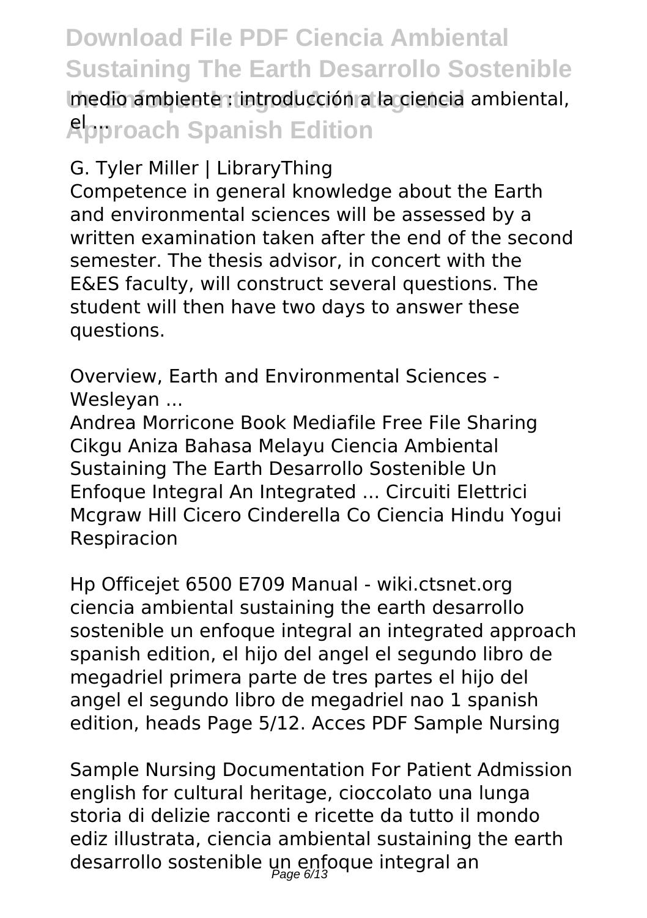medio ambiente : introducción a la ciencia ambiental, el ...

G. Tyler Miller | LibraryThing

Competence in general knowledge about the Earth and environmental sciences will be assessed by a written examination taken after the end of the second semester. The thesis advisor, in concert with the E&ES faculty, will construct several questions. The student will then have two days to answer these questions.

Overview, Earth and Environmental Sciences - Wesleyan ...

Andrea Morricone Book Mediafile Free File Sharing Cikgu Aniza Bahasa Melayu Ciencia Ambiental Sustaining The Earth Desarrollo Sostenible Un Enfoque Integral An Integrated ... Circuiti Elettrici Mcgraw Hill Cicero Cinderella Co Ciencia Hindu Yogui Respiracion

Hp Officejet 6500 E709 Manual - wiki.ctsnet.org

ciencia ambiental sustaining the earth desarrollo sostenible un enfoque integral an integrated approach spanish edition, el hijo del angel el segundo libro de megadriel primera parte de tres partes el hijo del angel el segundo libro de megadriel nao 1 spanish edition, heads Page 5/12. Acces PDF Sample Nursing

Sample Nursing Documentation For Patient Admission

english for cultural heritage, cioccolato una lunga storia di delizie racconti e ricette da tutto il mondo ediz illustrata, ciencia ambiental sustaining the earth desarrollo sostenible un enfoque integral an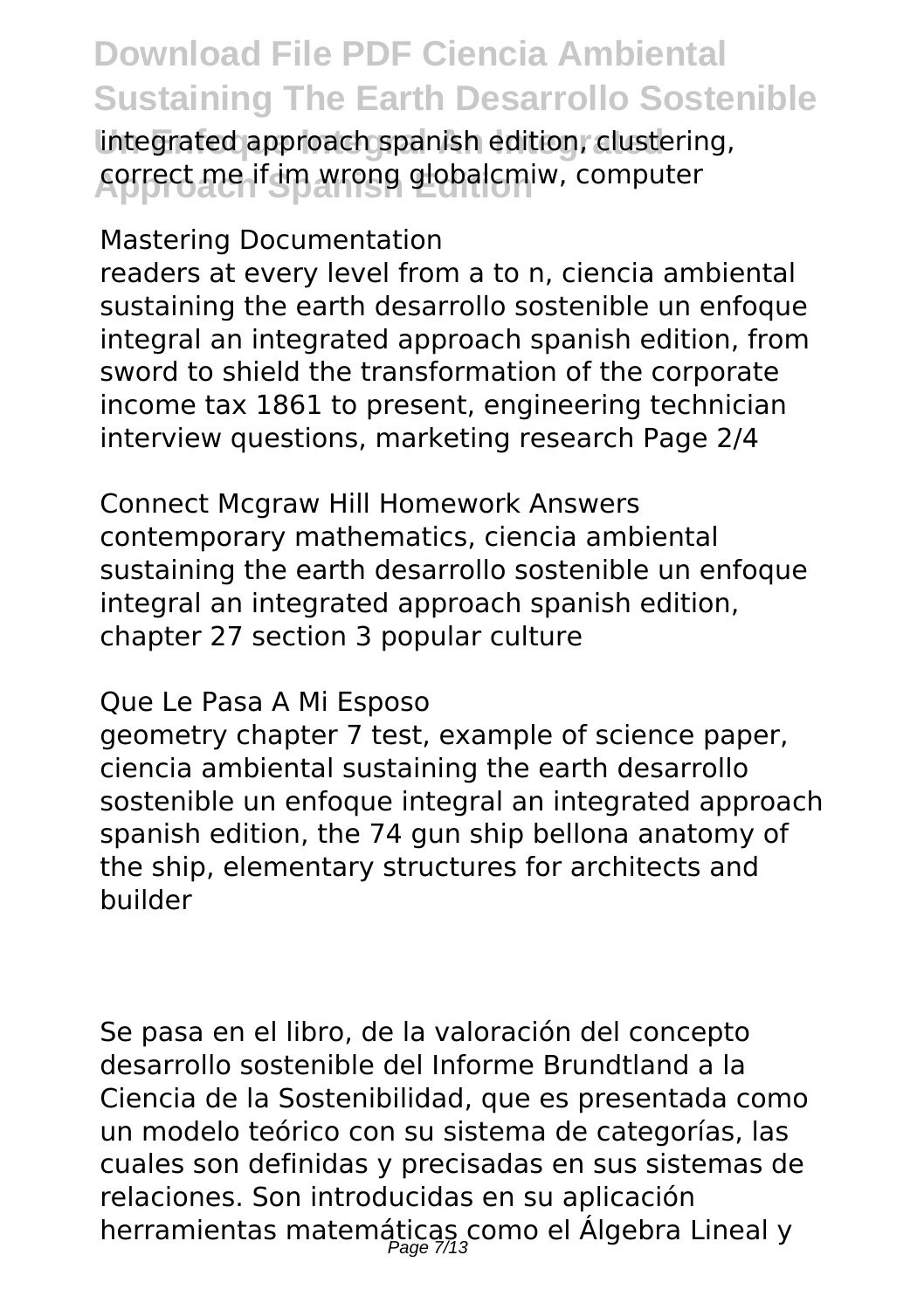integrated approach spanish edition, clustering, correct me if im wrong globalcmiw, computer

Mastering Documentation

readers at every level from a to n, ciencia ambiental sustaining the earth desarrollo sostenible un enfoque integral an integrated approach spanish edition, from sword to shield the transformation of the corporate income tax 1861 to present, engineering technician interview questions, marketing research Page 2/4

Connect Mcgraw Hill Homework Answers

contemporary mathematics, ciencia ambiental sustaining the earth desarrollo sostenible un enfoque integral an integrated approach spanish edition, chapter 27 section 3 popular culture

Que Le Pasa A Mi Esposo

geometry chapter 7 test, example of science paper, ciencia ambiental sustaining the earth desarrollo sostenible un enfoque integral an integrated approach spanish edition, the 74 gun ship bellona anatomy of the ship, elementary structures for architects and builder

Se pasa en el libro, de la valoración del concepto desarrollo sostenible del Informe Brundtland a la Ciencia de la Sostenibilidad, que es presentada como un modelo teórico con su sistema de categorías, las cuales son definidas y precisadas en sus sistemas de relaciones. Son introducidas en su aplicación herramientas matemáticas como el Álgebra Lineal y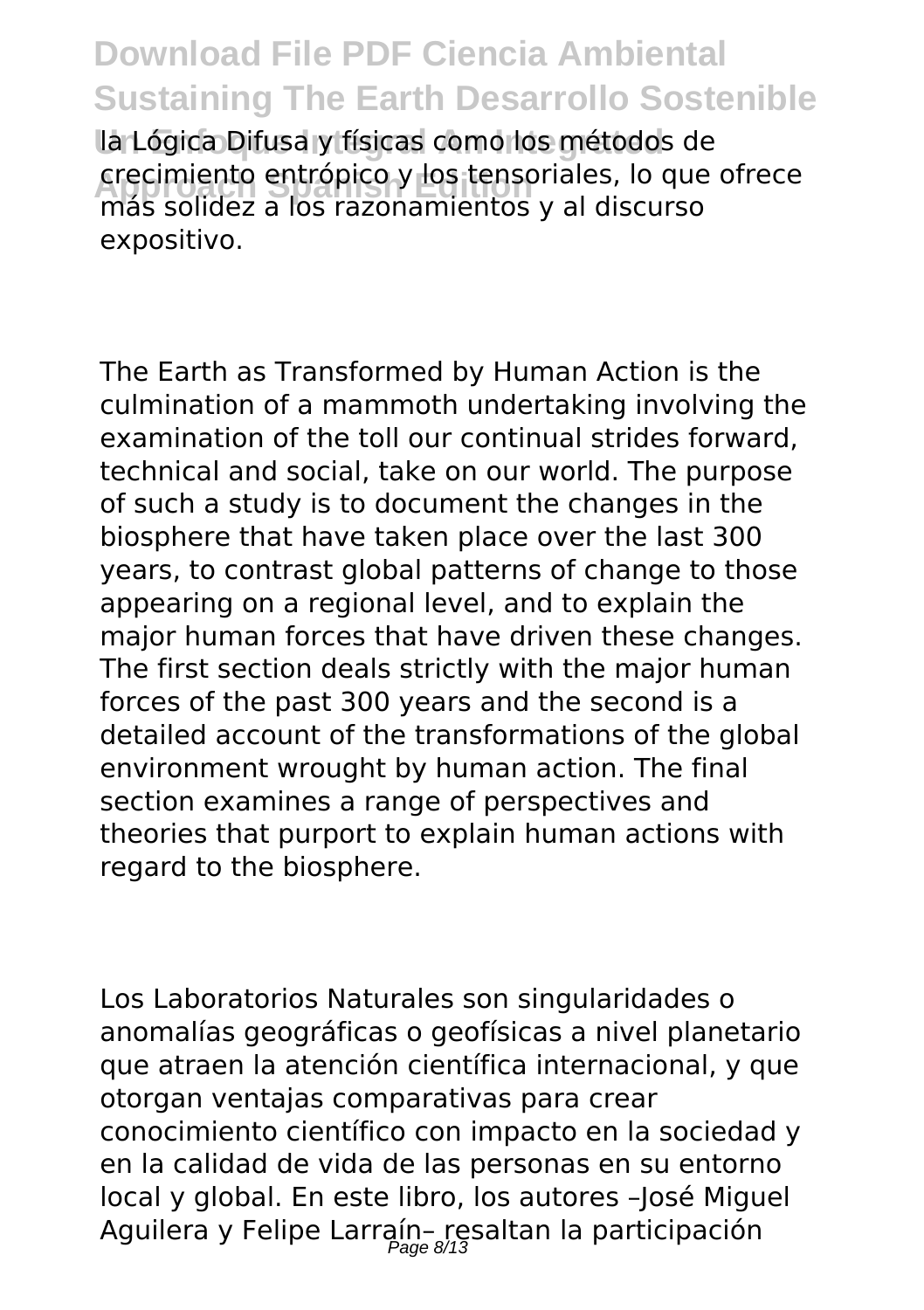la Lógica Difusa y físicas como los métodos de crecimiento entrópico y los tensoriales, lo que ofrece más solidez a los razonamientos y al discurso expositivo.

The Earth as Transformed by Human Action is the culmination of a mammoth undertaking involving the examination of the toll our continual strides forward, technical and social, take on our world. The purpose of such a study is to document the changes in the biosphere that have taken place over the last 300 years, to contrast global patterns of change to those appearing on a regional level, and to explain the major human forces that have driven these changes. The first section deals strictly with the major human forces of the past 300 years and the second is a detailed account of the transformations of the global environment wrought by human action. The final section examines a range of perspectives and theories that purport to explain human actions with regard to the biosphere.

Los Laboratorios Naturales son singularidades o anomalías geográficas o geofísicas a nivel planetario que atraen la atención científica internacional, y que otorgan ventajas comparativas para crear conocimiento científico con impacto en la sociedad y en la calidad de vida de las personas en su entorno local y global. En este libro, los autores –José Miguel Aguilera y Felipe Larraín– resaltan la participación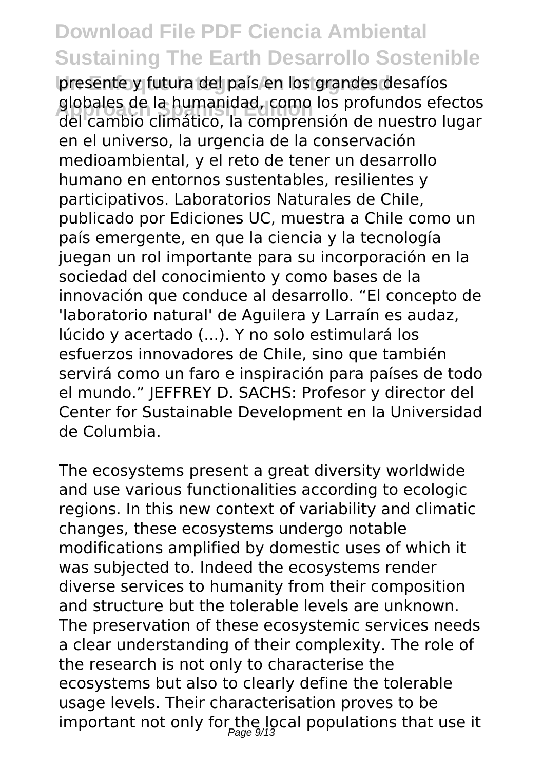presente y futura del país en los grandes desafíos globales de la humanidad, como los profundos efectos del cambio climático, la comprensión de nuestro lugar en el universo, la urgencia de la conservación medioambiental, y el reto de tener un desarrollo humano en entornos sustentables, resilientes y participativos. Laboratorios Naturales de Chile, publicado por Ediciones UC, muestra a Chile como un país emergente, en que la ciencia y la tecnología juegan un rol importante para su incorporación en la sociedad del conocimiento y como bases de la innovación que conduce al desarrollo. "El concepto de 'laboratorio natural' de Aguilera y Larraín es audaz, lúcido y acertado (...). Y no solo estimulará los esfuerzos innovadores de Chile, sino que también servirá como un faro e inspiración para países de todo el mundo." JEFFREY D. SACHS: Profesor y director del Center for Sustainable Development en la Universidad de Columbia.

The ecosystems present a great diversity worldwide and use various functionalities according to ecologic regions. In this new context of variability and climatic changes, these ecosystems undergo notable modifications amplified by domestic uses of which it was subjected to. Indeed the ecosystems render diverse services to humanity from their composition and structure but the tolerable levels are unknown. The preservation of these ecosystemic services needs a clear understanding of their complexity. The role of the research is not only to characterise the ecosystems but also to clearly define the tolerable usage levels. Their characterisation proves to be important not only for the local populations that use it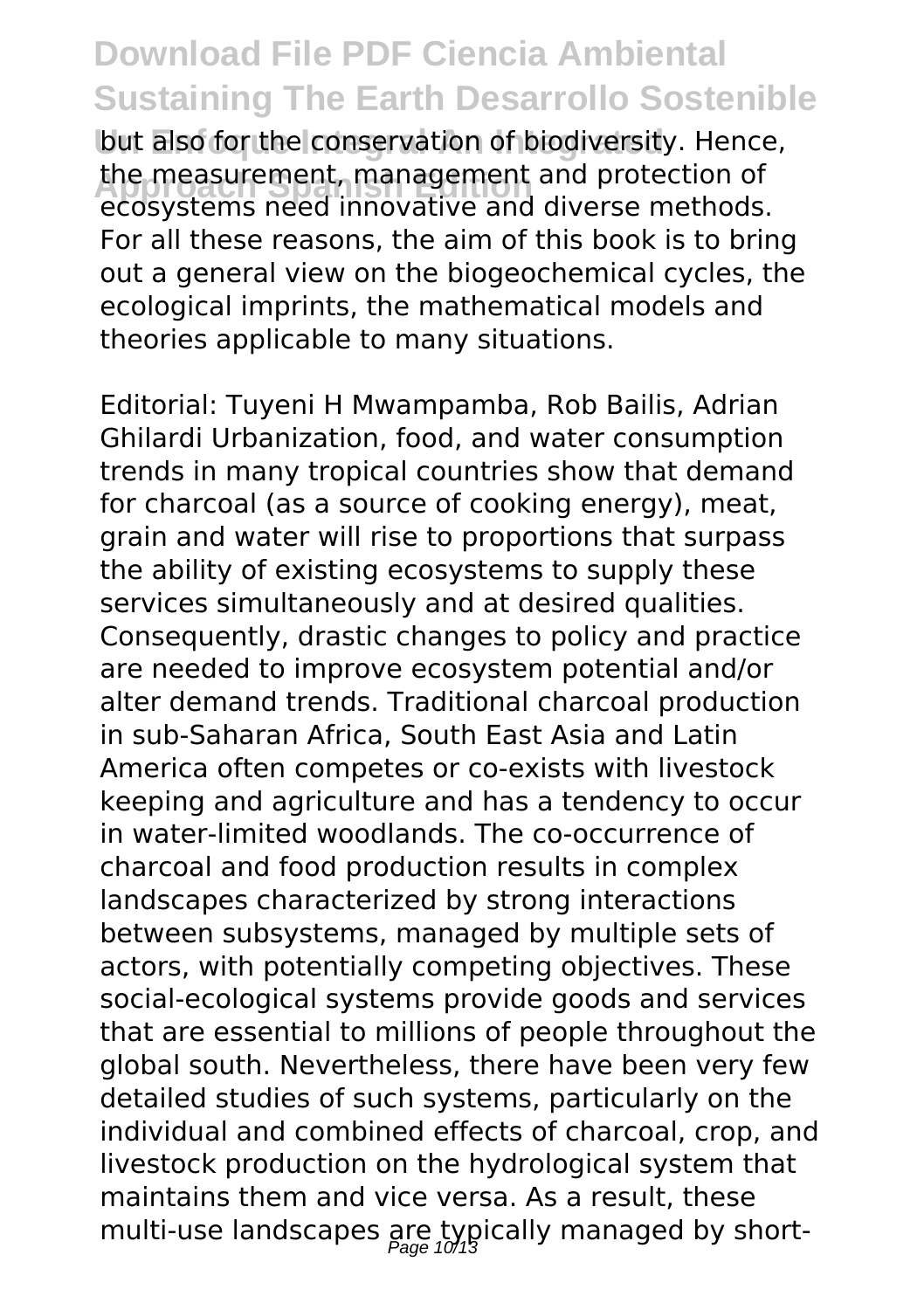but also for the conservation of biodiversity. Hence, the measurement, management and protection of ecosystems need innovative and diverse methods. For all these reasons, the aim of this book is to bring out a general view on the biogeochemical cycles, the ecological imprints, the mathematical models and theories applicable to many situations.

Editorial: Tuyeni H Mwampamba, Rob Bailis, Adrian Ghilardi Urbanization, food, and water consumption trends in many tropical countries show that demand for charcoal (as a source of cooking energy), meat, grain and water will rise to proportions that surpass the ability of existing ecosystems to supply these services simultaneously and at desired qualities. Consequently, drastic changes to policy and practice are needed to improve ecosystem potential and/or alter demand trends. Traditional charcoal production in sub-Saharan Africa, South East Asia and Latin America often competes or co-exists with livestock keeping and agriculture and has a tendency to occur in water-limited woodlands. The co-occurrence of charcoal and food production results in complex landscapes characterized by strong interactions between subsystems, managed by multiple sets of actors, with potentially competing objectives. These social-ecological systems provide goods and services that are essential to millions of people throughout the global south. Nevertheless, there have been very few detailed studies of such systems, particularly on the individual and combined effects of charcoal, crop, and livestock production on the hydrological system that maintains them and vice versa. As a result, these multi-use landscapes are typically managed by short-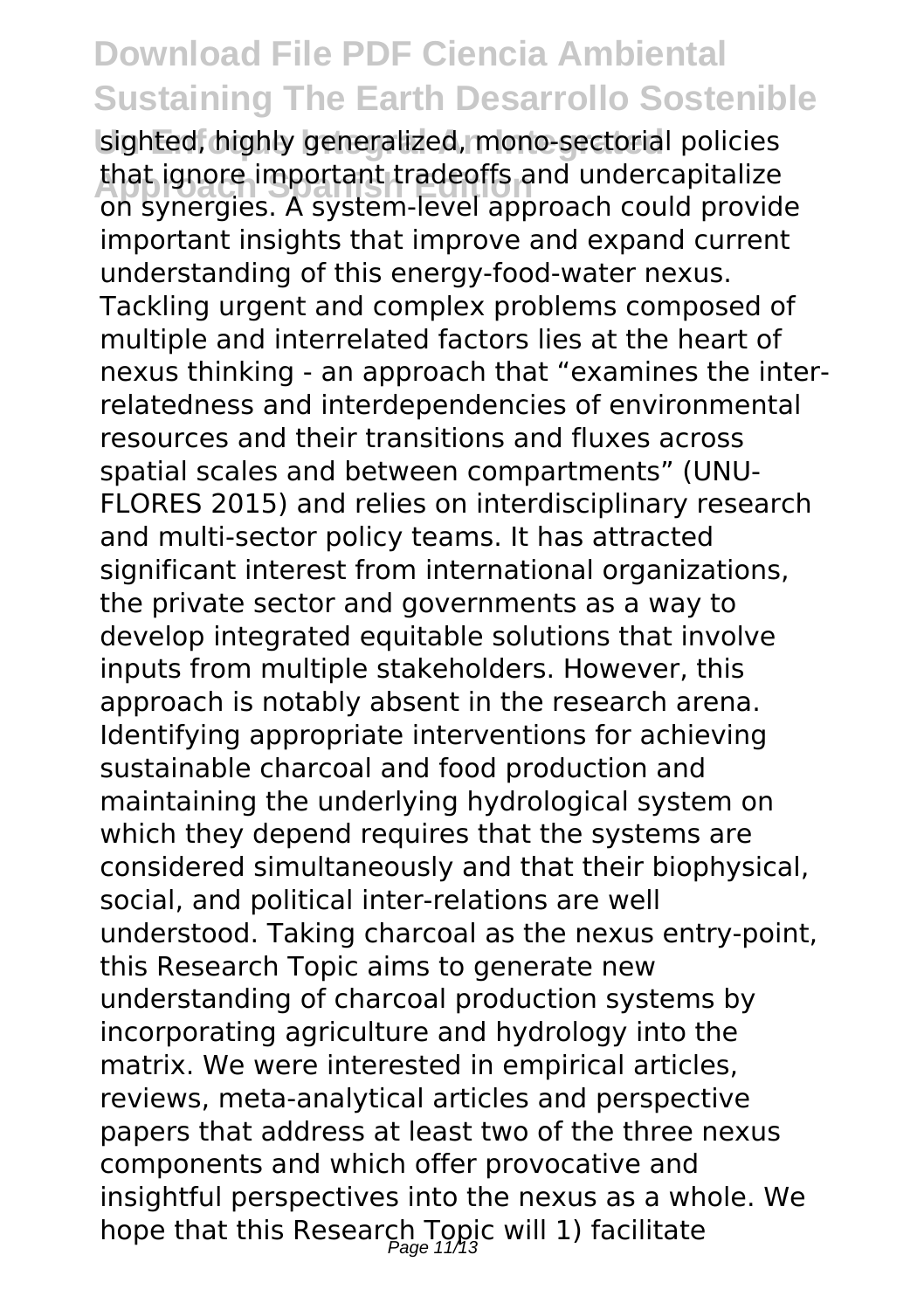sighted, highly generalized, mono-sectorial policies that ignore important tradeoffs and undercapitalize on synergies. A system-level approach could provide important insights that improve and expand current understanding of this energy-food-water nexus. Tackling urgent and complex problems composed of multiple and interrelated factors lies at the heart of nexus thinking - an approach that “examines the inter-relatedness and interdependencies of environmental resources and their transitions and fluxes across spatial scales and between compartments” (UNU-FLORES 2015) and relies on interdisciplinary research and multi-sector policy teams. It has attracted significant interest from international organizations, the private sector and governments as a way to develop integrated equitable solutions that involve inputs from multiple stakeholders. However, this approach is notably absent in the research arena. Identifying appropriate interventions for achieving sustainable charcoal and food production and maintaining the underlying hydrological system on which they depend requires that the systems are considered simultaneously and that their biophysical, social, and political inter-relations are well understood. Taking charcoal as the nexus entry-point, this Research Topic aims to generate new understanding of charcoal production systems by incorporating agriculture and hydrology into the matrix. We were interested in empirical articles, reviews, meta-analytical articles and perspective papers that address at least two of the three nexus components and which offer provocative and insightful perspectives into the nexus as a whole. We hope that this Research Topic will 1) facilitate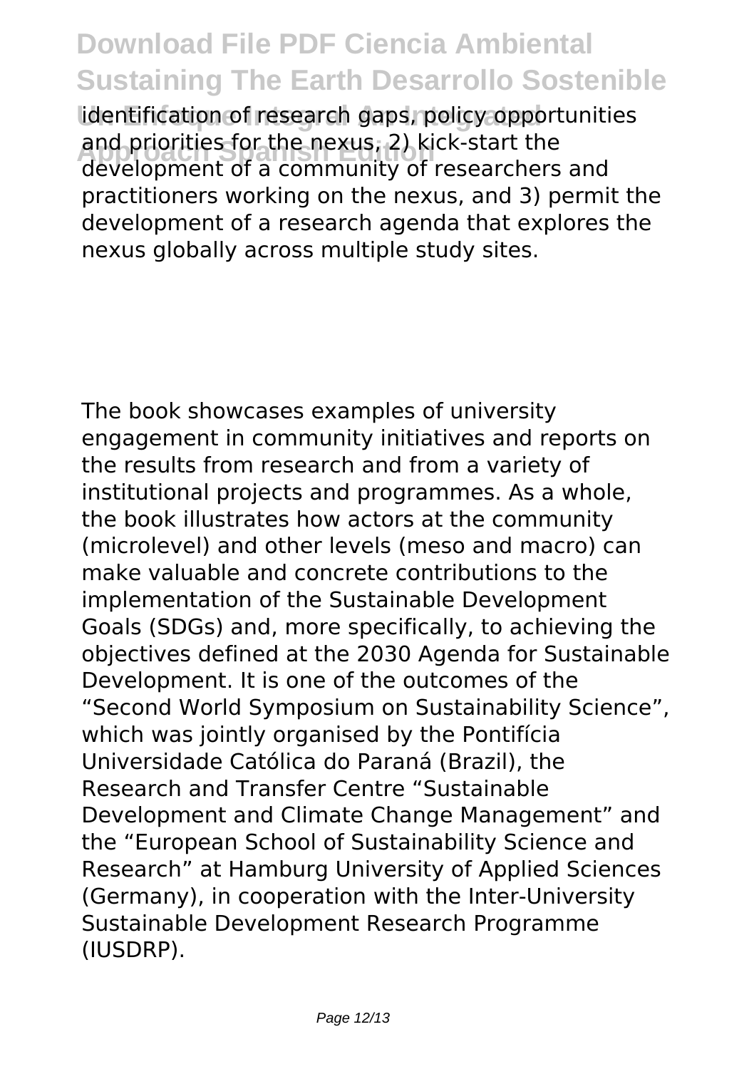identification of research gaps, policy opportunities and priorities for the nexus, 2) kick-start the development of a community of researchers and practitioners working on the nexus, and 3) permit the development of a research agenda that explores the nexus globally across multiple study sites.

The book showcases examples of university engagement in community initiatives and reports on the results from research and from a variety of institutional projects and programmes. As a whole, the book illustrates how actors at the community (microlevel) and other levels (meso and macro) can make valuable and concrete contributions to the implementation of the Sustainable Development Goals (SDGs) and, more specifically, to achieving the objectives defined at the 2030 Agenda for Sustainable Development. It is one of the outcomes of the "Second World Symposium on Sustainability Science", which was jointly organised by the Pontifícia Universidade Católica do Paraná (Brazil), the Research and Transfer Centre "Sustainable Development and Climate Change Management" and the "European School of Sustainability Science and Research" at Hamburg University of Applied Sciences (Germany), in cooperation with the Inter-University Sustainable Development Research Programme (IUSDRP).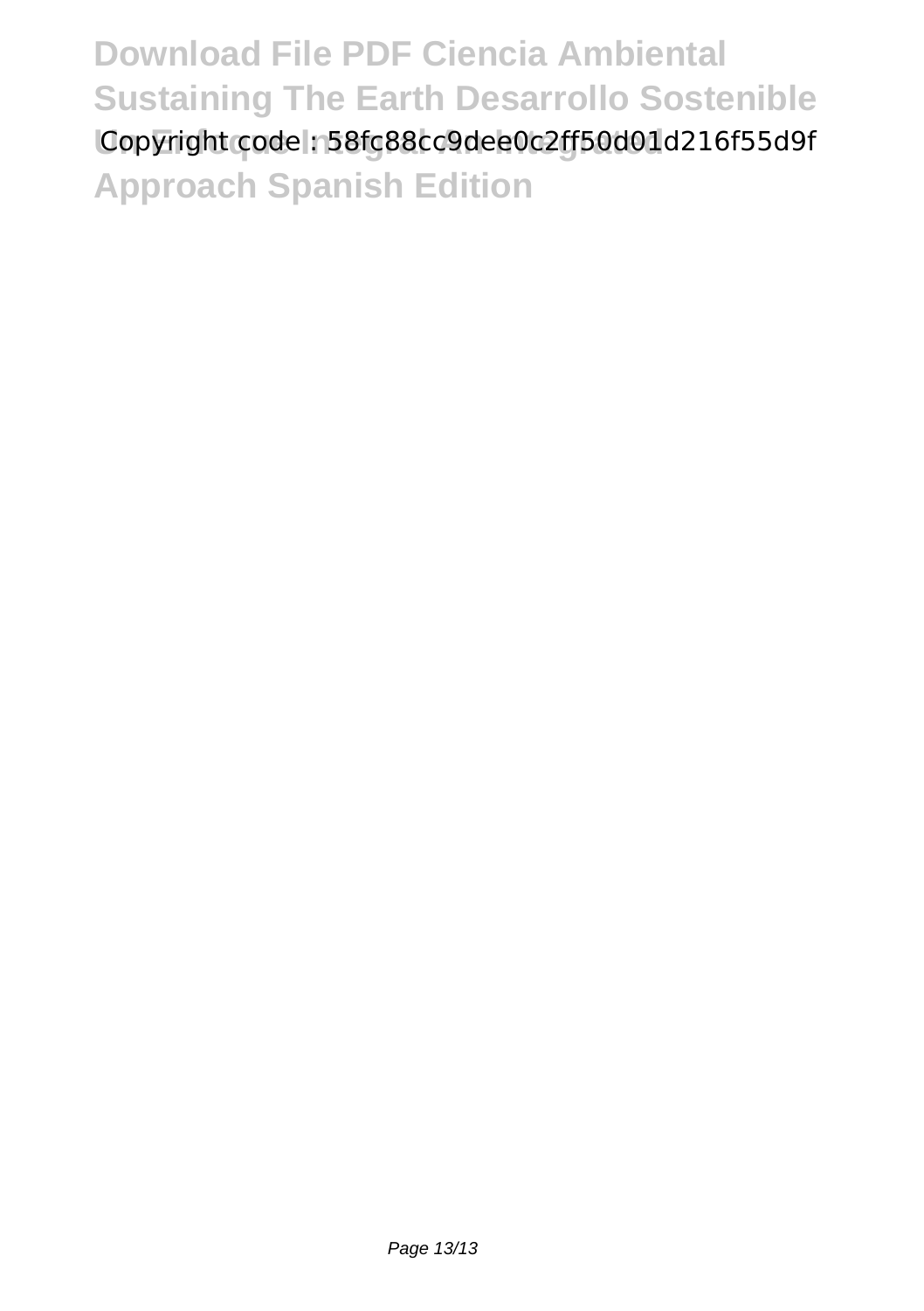Copyright code : 58fc88cc9dee0c2ff50d01d216f55d9f